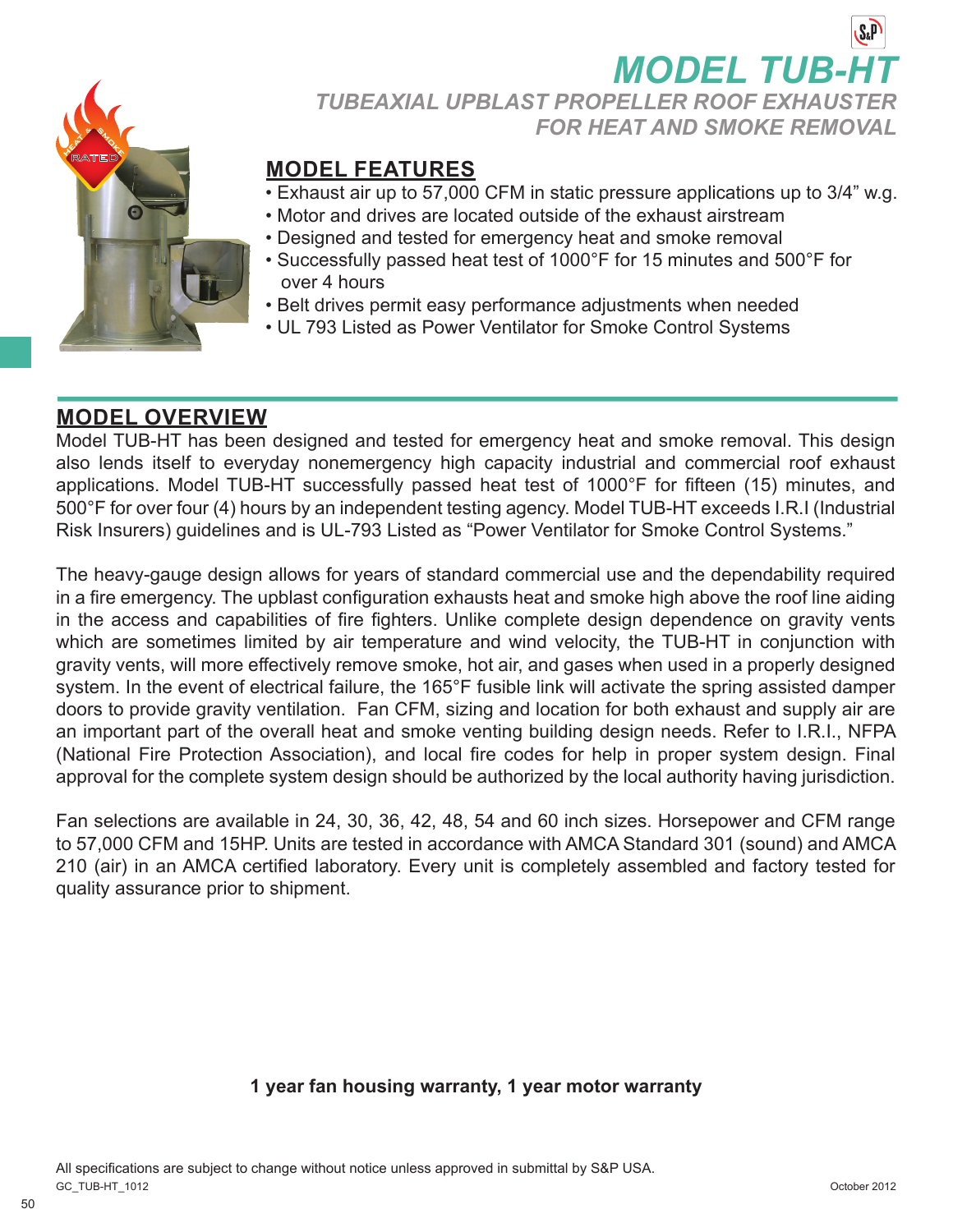# MODEL TUB-HT

## *TUBEAXIAL UPBLAST PROPELLER ROOF EXHAUSTER FOR HEAT AND SMOKE REMOVAL*

## MODEL FEATURES

- Exhaust air up to 57,000 CFM in static pressure applications up to 3/4" w.g.
- Motor and drives are located outside of the exhaust airstream
- Designed and tested for emergency heat and smoke removal
- Successfully passed heat test of 1000°F for 15 minutes and 500°F for over 4 hours
- Belt drives permit easy performance adjustments when needed
- UL 793 Listed as Power Ventilator for Smoke Control Systems

## MODEL OVERVIEW

Model TUB-HT has been designed and tested for emergency heat and smoke removal. This design also lends itself to everyday nonemergency high capacity industrial and commercial roof exhaust applications. Model TUB-HT successfully passed heat test of 1000°F for fifteen (15) minutes, and 500°F for over four (4) hours by an independent testing agency. Model TUB-HT exceeds I.R.I (Industrial Risk Insurers) guidelines and is UL-793 Listed as "Power Ventilator for Smoke Control Systems."

The heavy-gauge design allows for years of standard commercial use and the dependability required in a fire emergency. The upblast configuration exhausts heat and smoke high above the roof line aiding in the access and capabilities of fire fighters. Unlike complete design dependence on gravity vents which are sometimes limited by air temperature and wind velocity, the TUB-HT in conjunction with gravity vents, will more effectively remove smoke, hot air, and gases when used in a properly designed system. In the event of electrical failure, the 165°F fusible link will activate the spring assisted damper doors to provide gravity ventilation. Fan CFM, sizing and location for both exhaust and supply air are an important part of the overall heat and smoke venting building design needs. Refer to I.R.I., NFPA (National Fire Protection Association), and local fire codes for help in proper system design. Final approval for the complete system design should be authorized by the local authority having jurisdiction.

Fan selections are available in 24, 30, 36, 42, 48, 54 and 60 inch sizes. Horsepower and CFM range to 57,000 CFM and 15HP. Units are tested in accordance with AMCA Standard 301 (sound) and AMCA 210 (air) in an AMCA certified laboratory. Every unit is completely assembled and factory tested for quality assurance prior to shipment.

**1 year fan housing warranty, 1 year motor warranty**

All specifications are subject to change without notice unless approved in submittal by S&P USA.

GC_TUB-HT_1012

October 2012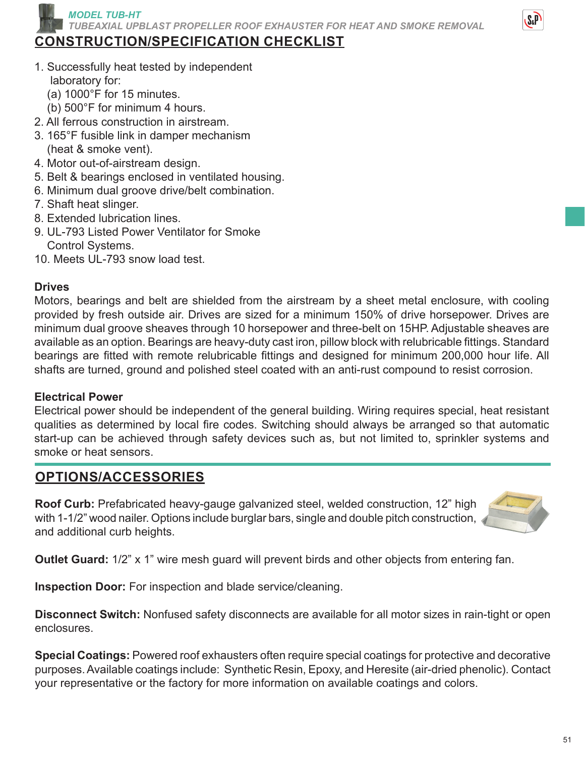# MODEL TUB-HT

*TUBEAXIAL UPBLAST PROPELLER ROOF EXHAUSTER FOR HEAT AND SMOKE REMOVAL*

## CONSTRUCTION/SPECIFICATION CHECKLIST

1. Successfully heat tested by independent laboratory for:
   (a) 1000°F for 15 minutes.
   (b) 500°F for minimum 4 hours.
2. All ferrous construction in airstream.
3. 165°F fusible link in damper mechanism (heat & smoke vent).
4. Motor out-of-airstream design.
5. Belt & bearings enclosed in ventilated housing.
6. Minimum dual groove drive/belt combination.
7. Shaft heat slinger.
8. Extended lubrication lines.
9. UL-793 Listed Power Ventilator for Smoke Control Systems.
10. Meets UL-793 snow load test.

### Drives

Motors, bearings and belt are shielded from the airstream by a sheet metal enclosure, with cooling provided by fresh outside air. Drives are sized for a minimum 150% of drive horsepower. Drives are minimum dual groove sheaves through 10 horsepower and three-belt on 15HP. Adjustable sheaves are available as an option. Bearings are heavy-duty cast iron, pillow block with relubricable fittings. Standard bearings are fitted with remote relubricable fittings and designed for minimum 200,000 hour life. All shafts are turned, ground and polished steel coated with an anti-rust compound to resist corrosion.

### Electrical Power

Electrical power should be independent of the general building. Wiring requires special, heat resistant qualities as determined by local fire codes. Switching should always be arranged so that automatic start-up can be achieved through safety devices such as, but not limited to, sprinkler systems and smoke or heat sensors.

## OPTIONS/ACCESSORIES

**Roof Curb:** Prefabricated heavy-gauge galvanized steel, welded construction, 12" high with 1-1/2" wood nailer. Options include burglar bars, single and double pitch construction, and additional curb heights.

**Outlet Guard:** 1/2" x 1" wire mesh guard will prevent birds and other objects from entering fan.

**Inspection Door:** For inspection and blade service/cleaning.

**Disconnect Switch:** Nonfused safety disconnects are available for all motor sizes in rain-tight or open enclosures.

**Special Coatings:** Powered roof exhausters often require special coatings for protective and decorative purposes. Available coatings include: Synthetic Resin, Epoxy, and Heresite (air-dried phenolic). Contact your representative or the factory for more information on available coatings and colors.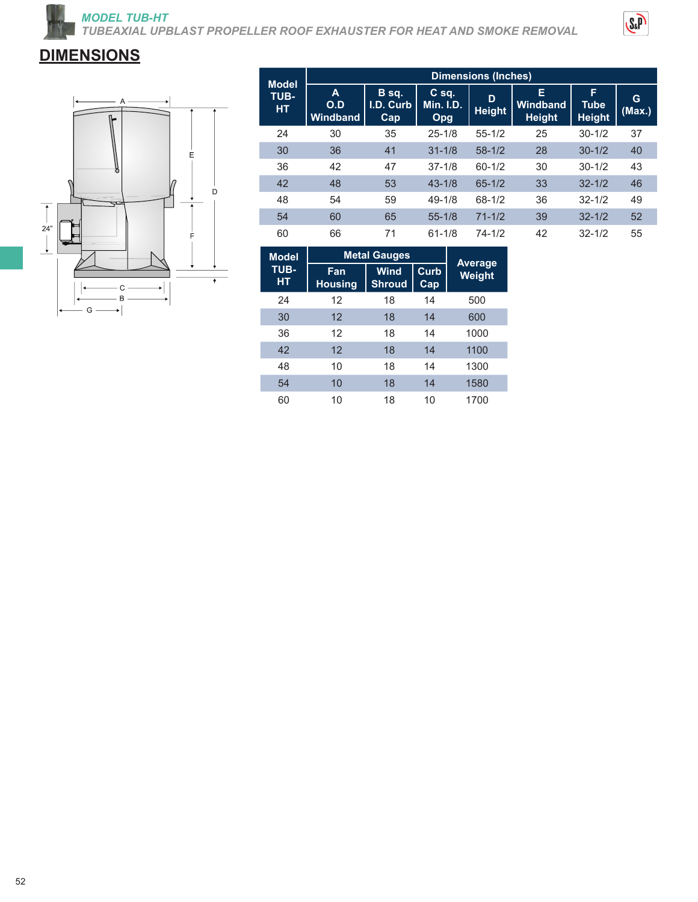# MODEL TUB-HT

## TUBEAXIAL UPBLAST PROPELLER ROOF EXHAUSTER FOR HEAT AND SMOKE REMOVAL

## DIMENSIONS

| Model TUB-HT | Dimensions (Inches) | | | | | | |
|---|---|---|---|---|---|---|---|
| | A O.D Windband | B sq. I.D. Curb Cap | C sq. Min. I.D. Opg | D Height | E Windband Height | F Tube Height | G (Max.) |
| 24 | 30 | 35 | 25-1/8 | 55-1/2 | 25 | 30-1/2 | 37 |
| 30 | 36 | 41 | 31-1/8 | 58-1/2 | 28 | 30-1/2 | 40 |
| 36 | 42 | 47 | 37-1/8 | 60-1/2 | 30 | 30-1/2 | 43 |
| 42 | 48 | 53 | 43-1/8 | 65-1/2 | 33 | 32-1/2 | 46 |
| 48 | 54 | 59 | 49-1/8 | 68-1/2 | 36 | 32-1/2 | 49 |
| 54 | 60 | 65 | 55-1/8 | 71-1/2 | 39 | 32-1/2 | 52 |
| 60 | 66 | 71 | 61-1/8 | 74-1/2 | 42 | 32-1/2 | 55 |

| Model TUB-HT | Metal Gauges | | | Average Weight |
|---|---|---|---|---|
| | Fan Housing | Wind Shroud | Curb Cap | |
| 24 | 12 | 18 | 14 | 500 |
| 30 | 12 | 18 | 14 | 600 |
| 36 | 12 | 18 | 14 | 1000 |
| 42 | 12 | 18 | 14 | 1100 |
| 48 | 10 | 18 | 14 | 1300 |
| 54 | 10 | 18 | 14 | 1580 |
| 60 | 10 | 18 | 10 | 1700 |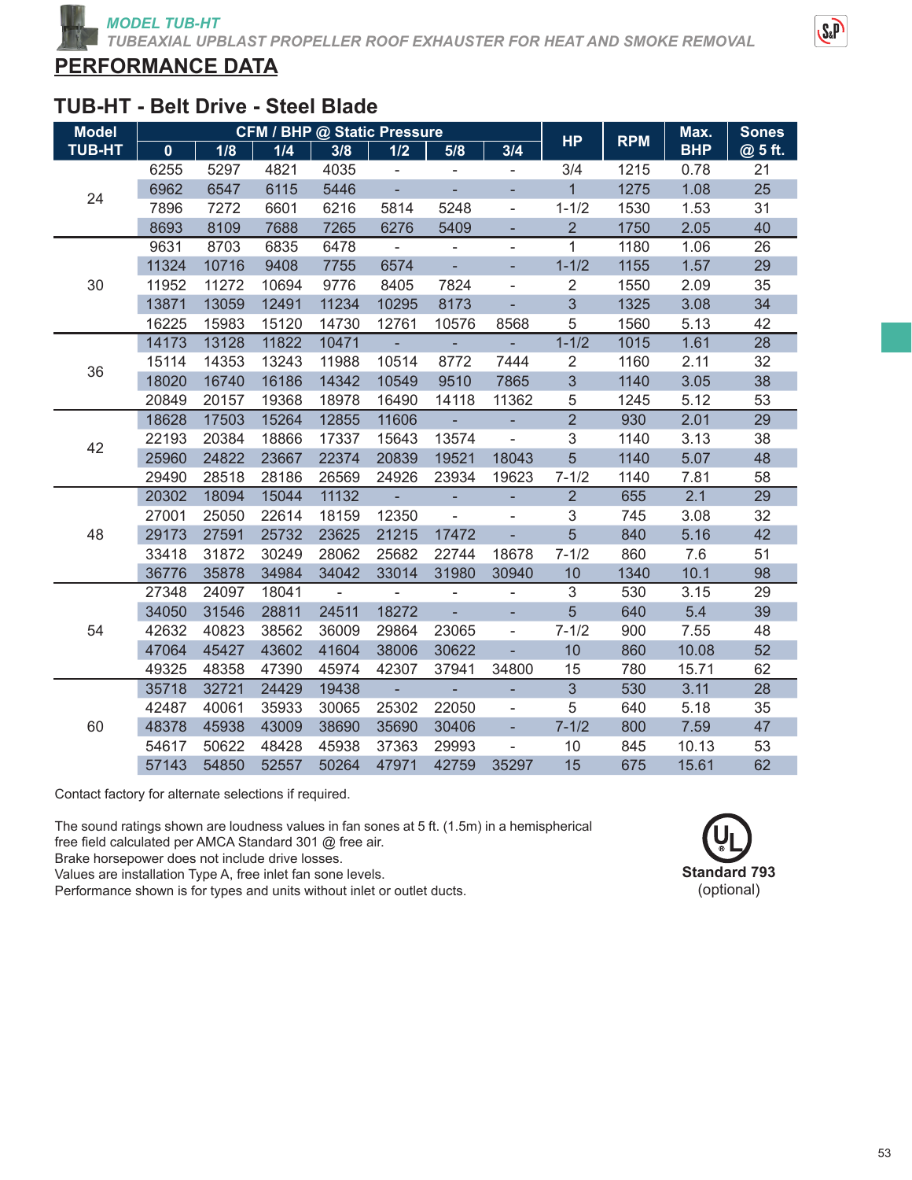***MODEL TUB-HT***

***TUBEAXIAL UPBLAST PROPELLER ROOF EXHAUSTER FOR HEAT AND SMOKE REMOVAL***

## PERFORMANCE DATA

### TUB-HT - Belt Drive - Steel Blade

| Model TUB-HT | CFM / BHP @ Static Pressure | | | | | | | HP | RPM | Max. BHP | Sones @ 5 ft. |
|---|---|---|---|---|---|---|---|---|---|---|---|
| | 0 | 1/8 | 1/4 | 3/8 | 1/2 | 5/8 | 3/4 | | | | |
| 24 | 6255 | 5297 | 4821 | 4035 | - | - | - | 3/4 | 1215 | 0.78 | 21 |
| | 6962 | 6547 | 6115 | 5446 | - | - | - | 1 | 1275 | 1.08 | 25 |
| | 7896 | 7272 | 6601 | 6216 | 5814 | 5248 | - | 1-1/2 | 1530 | 1.53 | 31 |
| | 8693 | 8109 | 7688 | 7265 | 6276 | 5409 | - | 2 | 1750 | 2.05 | 40 |
| 30 | 9631 | 8703 | 6835 | 6478 | - | - | - | 1 | 1180 | 1.06 | 26 |
| | 11324 | 10716 | 9408 | 7755 | 6574 | - | - | 1-1/2 | 1155 | 1.57 | 29 |
| | 11952 | 11272 | 10694 | 9776 | 8405 | 7824 | - | 2 | 1550 | 2.09 | 35 |
| | 13871 | 13059 | 12491 | 11234 | 10295 | 8173 | - | 3 | 1325 | 3.08 | 34 |
| | 16225 | 15983 | 15120 | 14730 | 12761 | 10576 | 8568 | 5 | 1560 | 5.13 | 42 |
| 36 | 14173 | 13128 | 11822 | 10471 | - | - | - | 1-1/2 | 1015 | 1.61 | 28 |
| | 15114 | 14353 | 13243 | 11988 | 10514 | 8772 | 7444 | 2 | 1160 | 2.11 | 32 |
| | 18020 | 16740 | 16186 | 14342 | 10549 | 9510 | 7865 | 3 | 1140 | 3.05 | 38 |
| | 20849 | 20157 | 19368 | 18978 | 16490 | 14118 | 11362 | 5 | 1245 | 5.12 | 53 |
| 42 | 18628 | 17503 | 15264 | 12855 | 11606 | - | - | 2 | 930 | 2.01 | 29 |
| | 22193 | 20384 | 18866 | 17337 | 15643 | 13574 | - | 3 | 1140 | 3.13 | 38 |
| | 25960 | 24822 | 23667 | 22374 | 20839 | 19521 | 18043 | 5 | 1140 | 5.07 | 48 |
| | 29490 | 28518 | 28186 | 26569 | 24926 | 23934 | 19623 | 7-1/2 | 1140 | 7.81 | 58 |
| 48 | 20302 | 18094 | 15044 | 11132 | - | - | - | 2 | 655 | 2.1 | 29 |
| | 27001 | 25050 | 22614 | 18159 | 12350 | - | - | 3 | 745 | 3.08 | 32 |
| | 29173 | 27591 | 25732 | 23625 | 21215 | 17472 | - | 5 | 840 | 5.16 | 42 |
| | 33418 | 31872 | 30249 | 28062 | 25682 | 22744 | 18678 | 7-1/2 | 860 | 7.6 | 51 |
| | 36776 | 35878 | 34984 | 34042 | 33014 | 31980 | 30940 | 10 | 1340 | 10.1 | 98 |
| 54 | 27348 | 24097 | 18041 | - | - | - | - | 3 | 530 | 3.15 | 29 |
| | 34050 | 31546 | 28811 | 24511 | 18272 | - | - | 5 | 640 | 5.4 | 39 |
| | 42632 | 40823 | 38562 | 36009 | 29864 | 23065 | - | 7-1/2 | 900 | 7.55 | 48 |
| | 47064 | 45427 | 43602 | 41604 | 38006 | 30622 | - | 10 | 860 | 10.08 | 52 |
| | 49325 | 48358 | 47390 | 45974 | 42307 | 37941 | 34800 | 15 | 780 | 15.71 | 62 |
| 60 | 35718 | 32721 | 24429 | 19438 | - | - | - | 3 | 530 | 3.11 | 28 |
| | 42487 | 40061 | 35933 | 30065 | 25302 | 22050 | - | 5 | 640 | 5.18 | 35 |
| | 48378 | 45938 | 43009 | 38690 | 35690 | 30406 | - | 7-1/2 | 800 | 7.59 | 47 |
| | 54617 | 50622 | 48428 | 45938 | 37363 | 29993 | - | 10 | 845 | 10.13 | 53 |
| | 57143 | 54850 | 52557 | 50264 | 47971 | 42759 | 35297 | 15 | 675 | 15.61 | 62 |

Contact factory for alternate selections if required.

The sound ratings shown are loudness values in fan sones at 5 ft. (1.5m) in a hemispherical free field calculated per AMCA Standard 301 @ free air.
Brake horsepower does not include drive losses.
Values are installation Type A, free inlet fan sone levels.
Performance shown is for types and units without inlet or outlet ducts.

**Standard 793**
(optional)